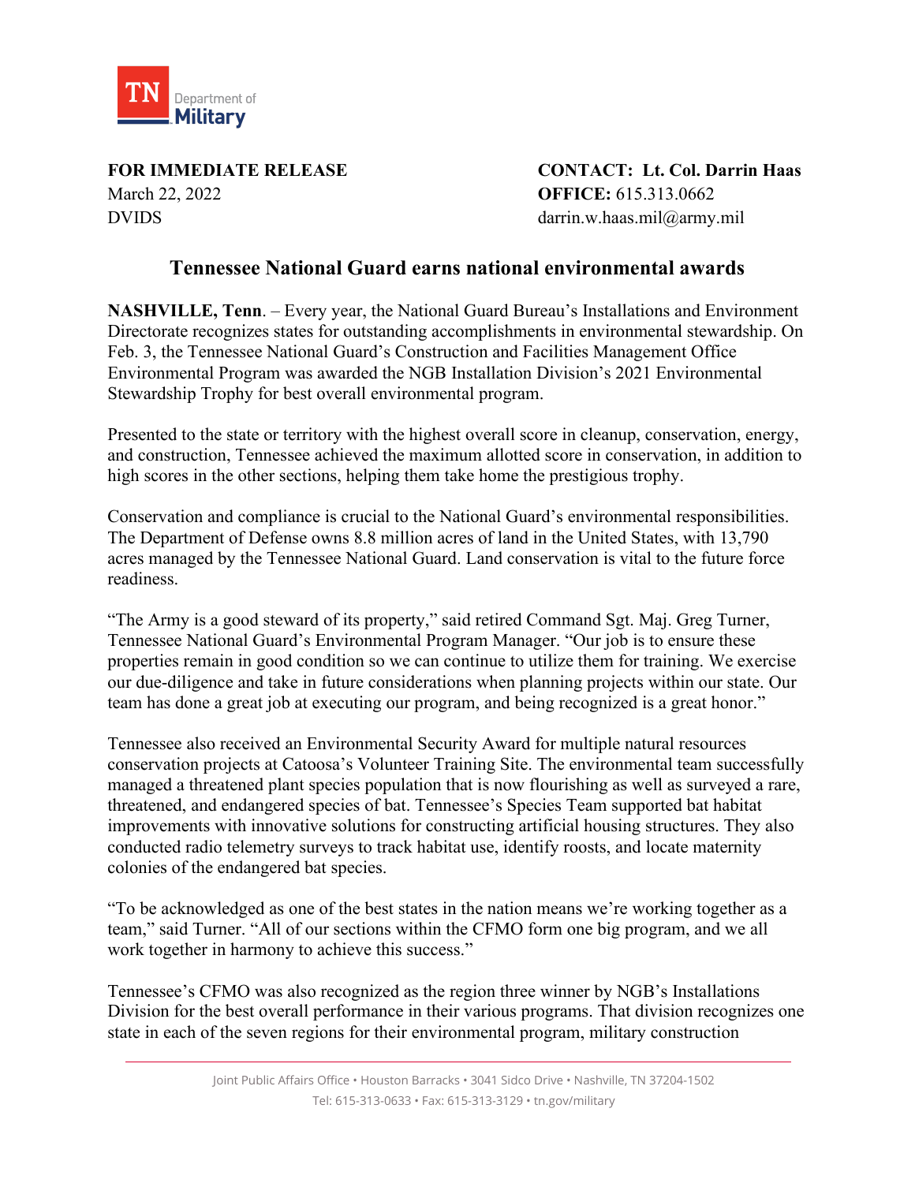TN Department of Military

**FOR IMMEDIATE RELEASE**
March 22, 2022
DVIDS

**CONTACT: Lt. Col. Darrin Haas**
**OFFICE:** 615.313.0662
darrin.w.haas.mil@army.mil

# Tennessee National Guard earns national environmental awards

**NASHVILLE, Tenn**. – Every year, the National Guard Bureau's Installations and Environment Directorate recognizes states for outstanding accomplishments in environmental stewardship. On Feb. 3, the Tennessee National Guard's Construction and Facilities Management Office Environmental Program was awarded the NGB Installation Division's 2021 Environmental Stewardship Trophy for best overall environmental program.

Presented to the state or territory with the highest overall score in cleanup, conservation, energy, and construction, Tennessee achieved the maximum allotted score in conservation, in addition to high scores in the other sections, helping them take home the prestigious trophy.

Conservation and compliance is crucial to the National Guard's environmental responsibilities. The Department of Defense owns 8.8 million acres of land in the United States, with 13,790 acres managed by the Tennessee National Guard. Land conservation is vital to the future force readiness.

"The Army is a good steward of its property," said retired Command Sgt. Maj. Greg Turner, Tennessee National Guard's Environmental Program Manager. "Our job is to ensure these properties remain in good condition so we can continue to utilize them for training. We exercise our due-diligence and take in future considerations when planning projects within our state. Our team has done a great job at executing our program, and being recognized is a great honor."

Tennessee also received an Environmental Security Award for multiple natural resources conservation projects at Catoosa's Volunteer Training Site. The environmental team successfully managed a threatened plant species population that is now flourishing as well as surveyed a rare, threatened, and endangered species of bat. Tennessee's Species Team supported bat habitat improvements with innovative solutions for constructing artificial housing structures. They also conducted radio telemetry surveys to track habitat use, identify roosts, and locate maternity colonies of the endangered bat species.

"To be acknowledged as one of the best states in the nation means we're working together as a team," said Turner. "All of our sections within the CFMO form one big program, and we all work together in harmony to achieve this success."

Tennessee's CFMO was also recognized as the region three winner by NGB's Installations Division for the best overall performance in their various programs. That division recognizes one state in each of the seven regions for their environmental program, military construction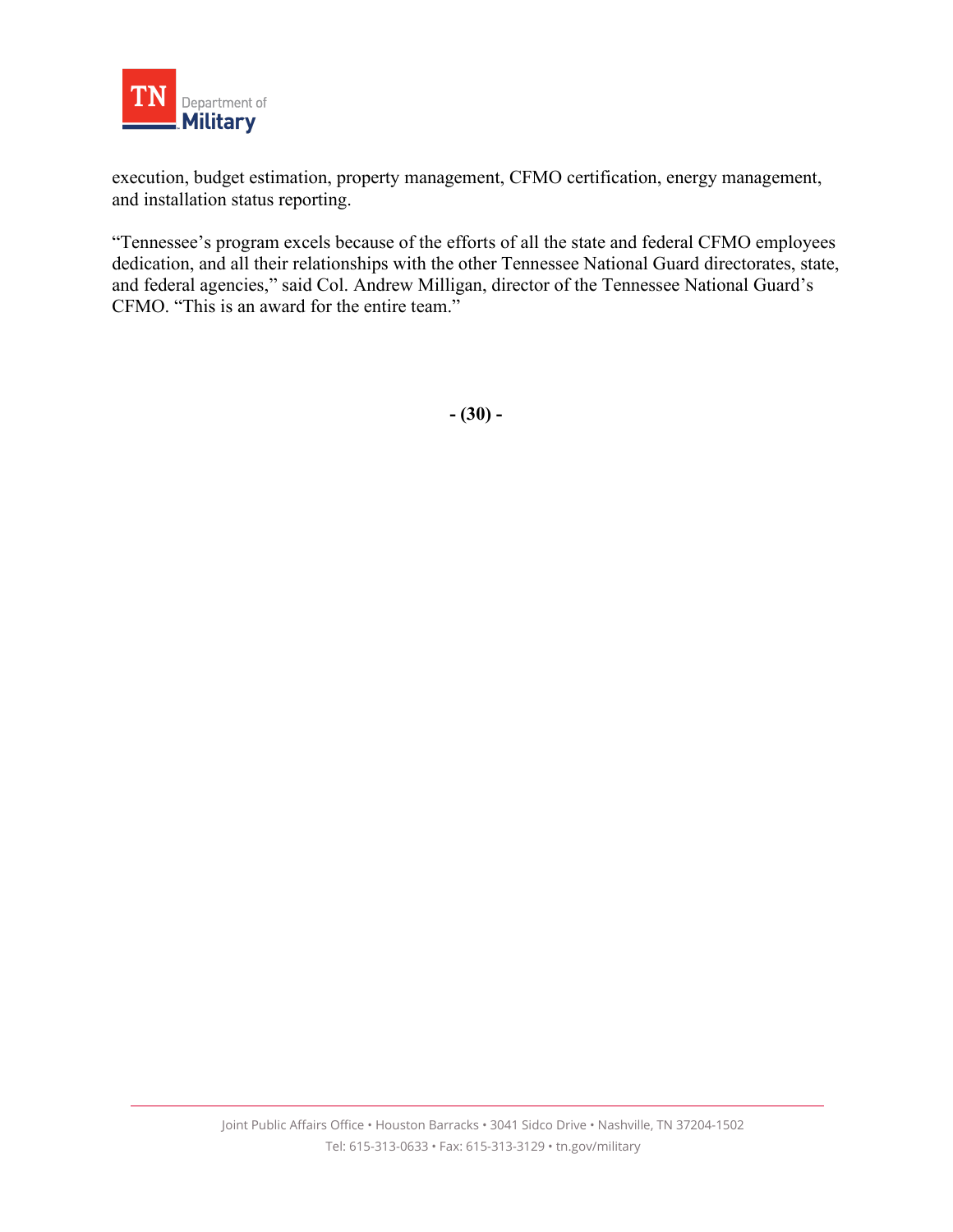execution, budget estimation, property management, CFMO certification, energy management, and installation status reporting.

"Tennessee's program excels because of the efforts of all the state and federal CFMO employees dedication, and all their relationships with the other Tennessee National Guard directorates, state, and federal agencies," said Col. Andrew Milligan, director of the Tennessee National Guard's CFMO. "This is an award for the entire team."

**- (30) -**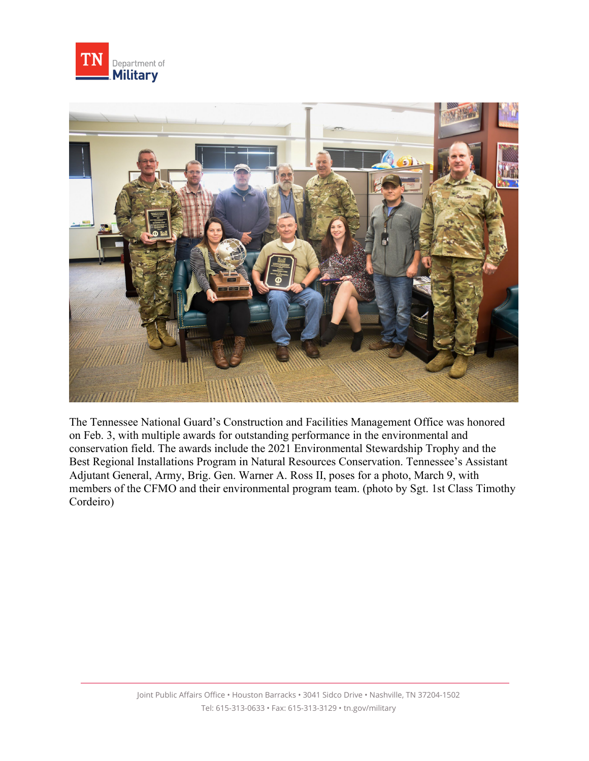The Tennessee National Guard's Construction and Facilities Management Office was honored on Feb. 3, with multiple awards for outstanding performance in the environmental and conservation field. The awards include the 2021 Environmental Stewardship Trophy and the Best Regional Installations Program in Natural Resources Conservation. Tennessee's Assistant Adjutant General, Army, Brig. Gen. Warner A. Ross II, poses for a photo, March 9, with members of the CFMO and their environmental program team. (photo by Sgt. 1st Class Timothy Cordeiro)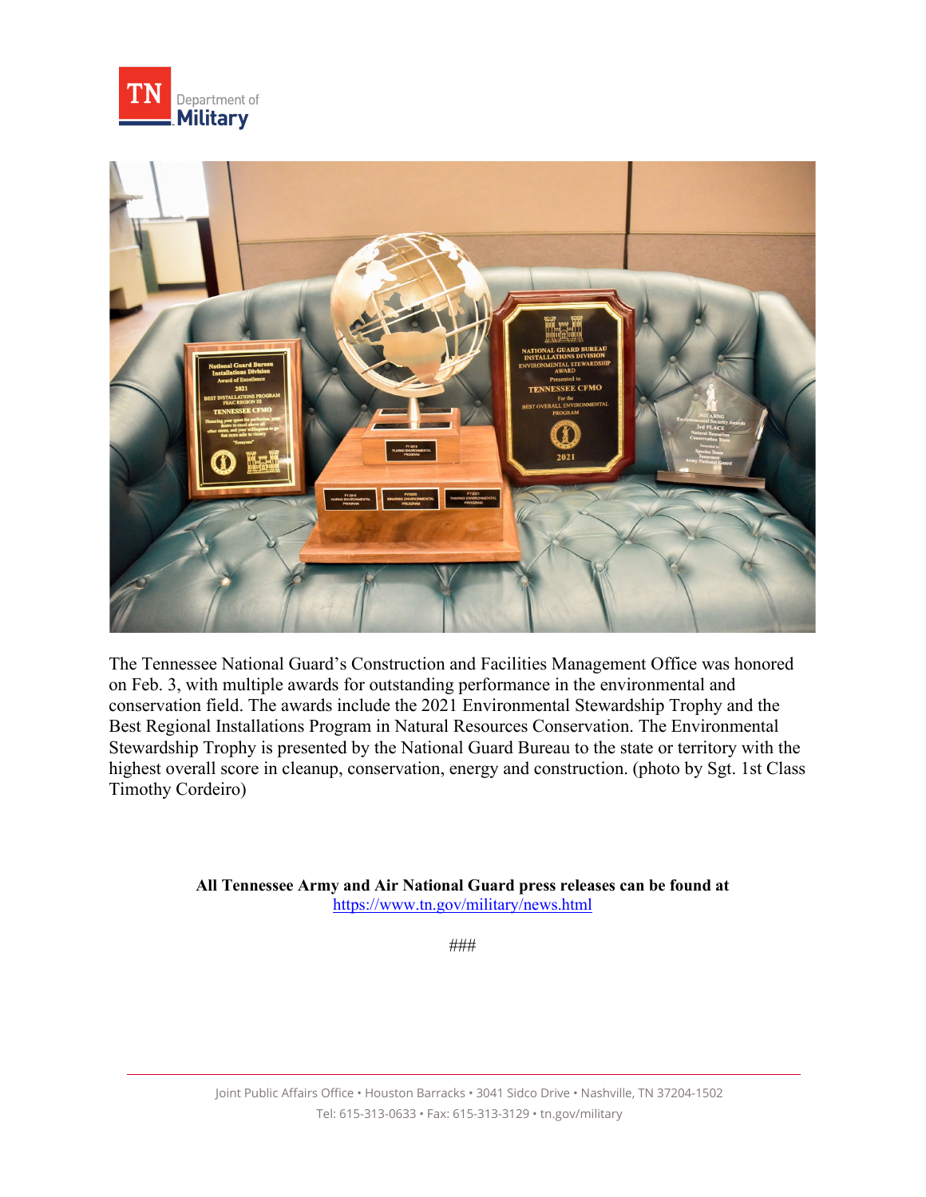The Tennessee National Guard's Construction and Facilities Management Office was honored on Feb. 3, with multiple awards for outstanding performance in the environmental and conservation field. The awards include the 2021 Environmental Stewardship Trophy and the Best Regional Installations Program in Natural Resources Conservation. The Environmental Stewardship Trophy is presented by the National Guard Bureau to the state or territory with the highest overall score in cleanup, conservation, energy and construction. (photo by Sgt. 1st Class Timothy Cordeiro)

**All Tennessee Army and Air National Guard press releases can be found at**
https://www.tn.gov/military/news.html

###

Joint Public Affairs Office • Houston Barracks • 3041 Sidco Drive • Nashville, TN 37204-1502
Tel: 615-313-0633 • Fax: 615-313-3129 • tn.gov/military